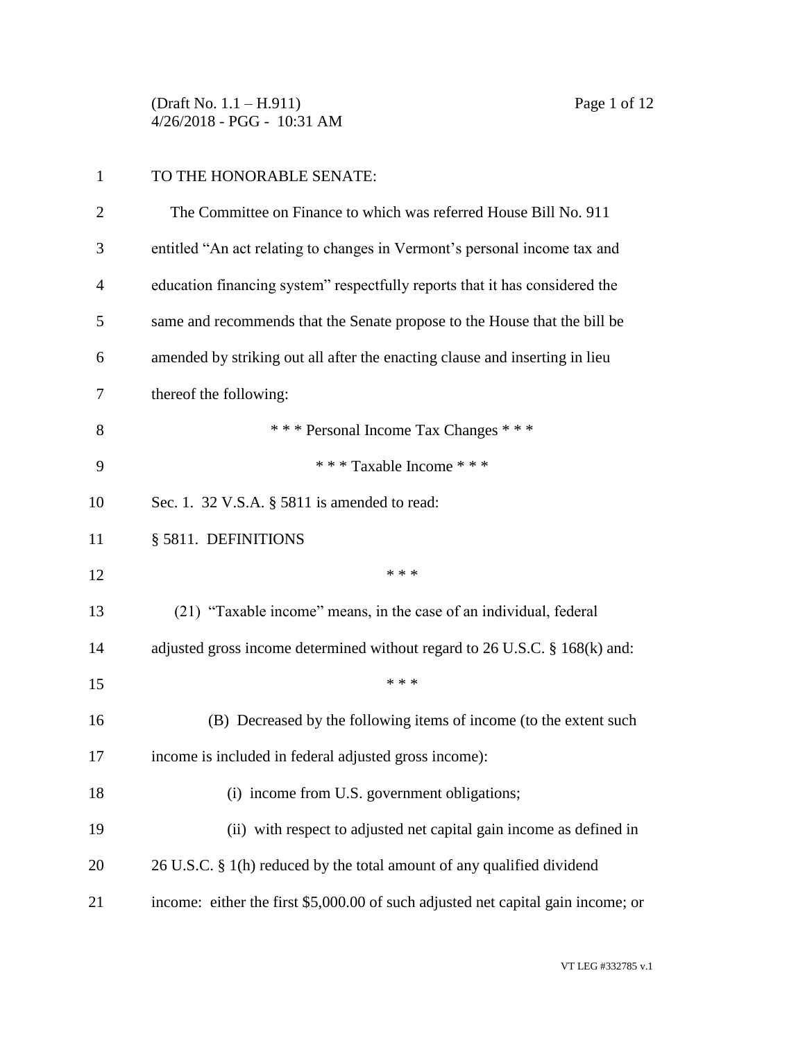TO THE HONORABLE SENATE:

The Committee on Finance to which was referred House Bill No. 911 entitled "An act relating to changes in Vermont's personal income tax and education financing system" respectfully reports that it has considered the same and recommends that the Senate propose to the House that the bill be amended by striking out all after the enacting clause and inserting in lieu thereof the following:

\* \* \* Personal Income Tax Changes \* \* \*

\* \* \* Taxable Income \* \* \*

Sec. 1. 32 V.S.A. § 5811 is amended to read:

§ 5811. DEFINITIONS

\* \* \*

(21) "Taxable income" means, in the case of an individual, federal adjusted gross income determined without regard to 26 U.S.C. § 168(k) and:

\* \* \*

(B) Decreased by the following items of income (to the extent such income is included in federal adjusted gross income):

(i) income from U.S. government obligations;

(ii) with respect to adjusted net capital gain income as defined in 26 U.S.C. § 1(h) reduced by the total amount of any qualified dividend income: either the first $5,000.00 of such adjusted net capital gain income; or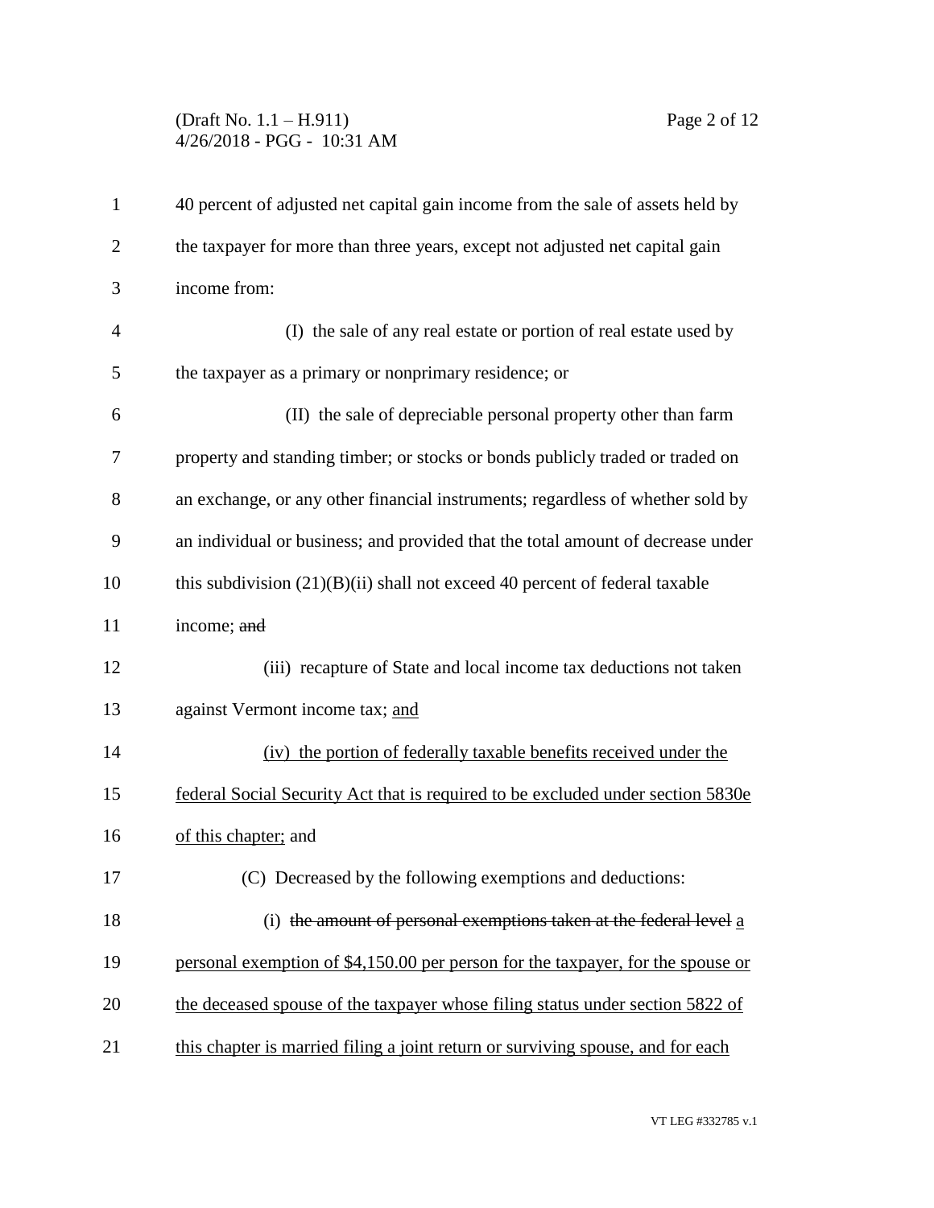40 percent of adjusted net capital gain income from the sale of assets held by the taxpayer for more than three years, except not adjusted net capital gain income from:

(I) the sale of any real estate or portion of real estate used by the taxpayer as a primary or nonprimary residence; or

(II) the sale of depreciable personal property other than farm property and standing timber; or stocks or bonds publicly traded or traded on an exchange, or any other financial instruments; regardless of whether sold by an individual or business; and provided that the total amount of decrease under this subdivision (21)(B)(ii) shall not exceed 40 percent of federal taxable income; ~~and~~

(iii) recapture of State and local income tax deductions not taken against Vermont income tax; <u>and</u>

<u>(iv) the portion of federally taxable benefits received under the federal Social Security Act that is required to be excluded under section 5830e of this chapter;</u> and

(C) Decreased by the following exemptions and deductions:

(i) ~~the amount of personal exemptions taken at the federal level~~ <u>a personal exemption of $4,150.00 per person for the taxpayer, for the spouse or the deceased spouse of the taxpayer whose filing status under section 5822 of this chapter is married filing a joint return or surviving spouse, and for each</u>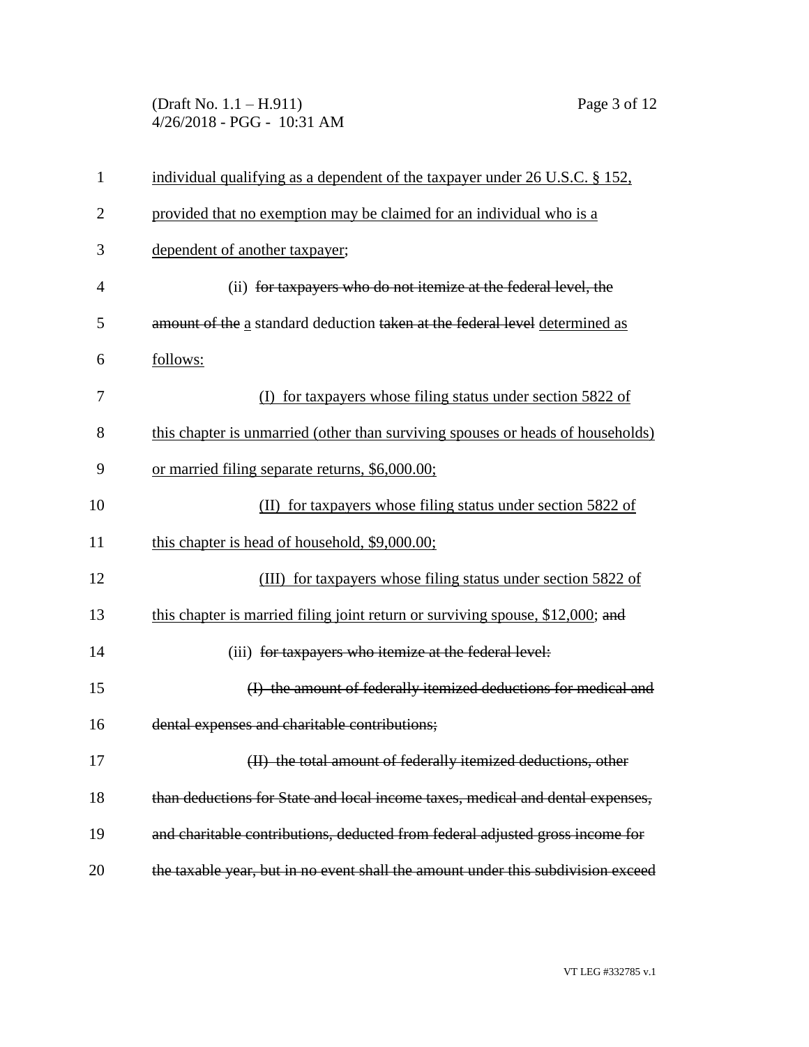<u>individual qualifying as a dependent of the taxpayer under 26 U.S.C. § 152, provided that no exemption may be claimed for an individual who is a dependent of another taxpayer</u>;

(ii) ~~for taxpayers who do not itemize at the federal level, the amount of the~~ <u>a</u> standard deduction ~~taken at the federal level~~ <u>determined as follows:</u>

<u>(I) for taxpayers whose filing status under section 5822 of this chapter is unmarried (other than surviving spouses or heads of households) or married filing separate returns, $6,000.00;</u>

<u>(II) for taxpayers whose filing status under section 5822 of this chapter is head of household, $9,000.00;</u>

<u>(III) for taxpayers whose filing status under section 5822 of this chapter is married filing joint return or surviving spouse, $12,000</u>; ~~and~~

(iii) ~~for taxpayers who itemize at the federal level:~~

~~(I) the amount of federally itemized deductions for medical and dental expenses and charitable contributions;~~

~~(II) the total amount of federally itemized deductions, other than deductions for State and local income taxes, medical and dental expenses, and charitable contributions, deducted from federal adjusted gross income for the taxable year, but in no event shall the amount under this subdivision exceed~~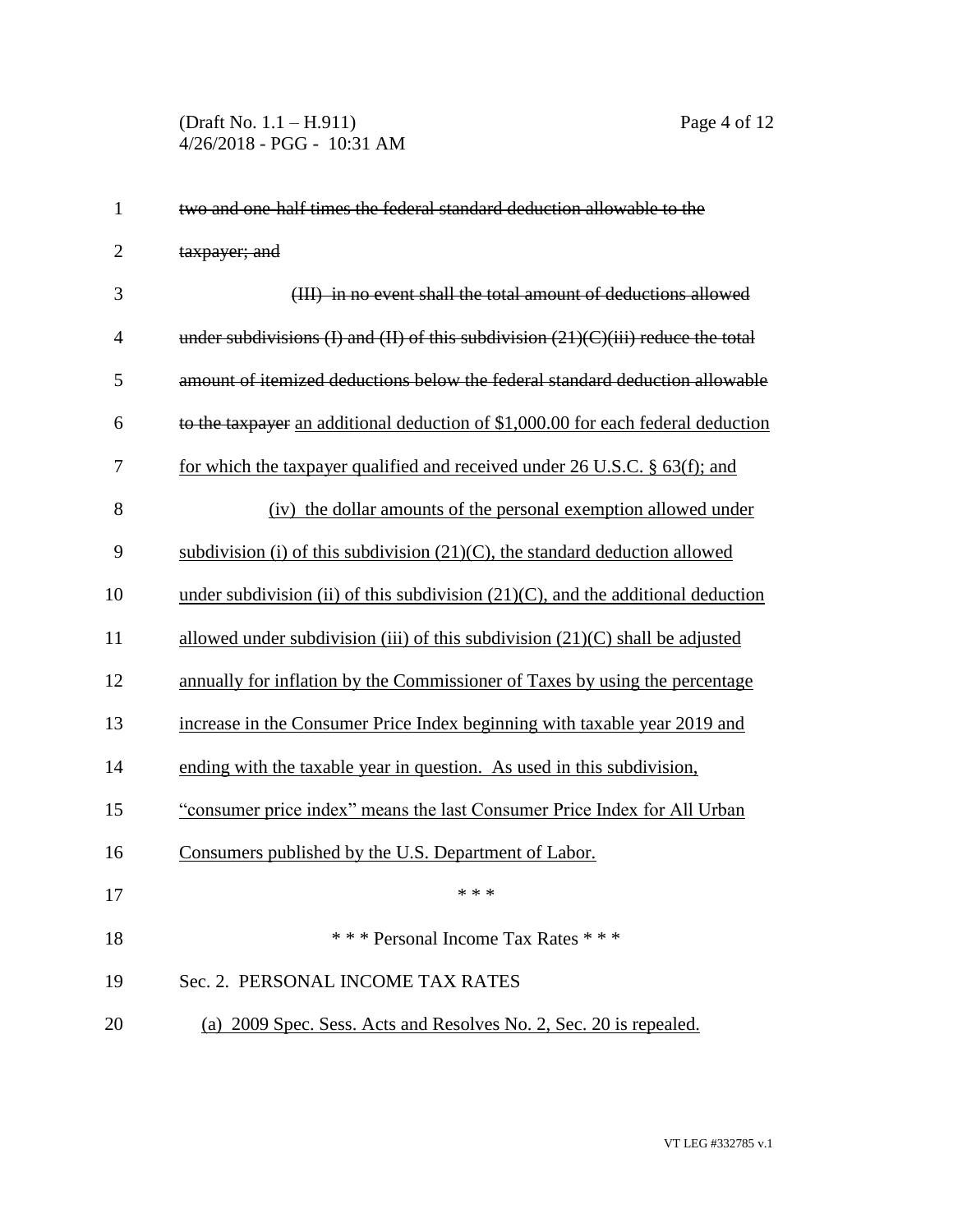~~two and one-half times the federal standard deduction allowable to the taxpayer; and~~

~~(III) in no event shall the total amount of deductions allowed under subdivisions (I) and (II) of this subdivision (21)(C)(iii) reduce the total amount of itemized deductions below the federal standard deduction allowable to the taxpayer~~ <u>an additional deduction of $1,000.00 for each federal deduction for which the taxpayer qualified and received under 26 U.S.C. § 63(f); and</u>

<u>(iv) the dollar amounts of the personal exemption allowed under subdivision (i) of this subdivision (21)(C), the standard deduction allowed under subdivision (ii) of this subdivision (21)(C), and the additional deduction allowed under subdivision (iii) of this subdivision (21)(C) shall be adjusted annually for inflation by the Commissioner of Taxes by using the percentage increase in the Consumer Price Index beginning with taxable year 2019 and ending with the taxable year in question. As used in this subdivision, "consumer price index" means the last Consumer Price Index for All Urban Consumers published by the U.S. Department of Labor.</u>

\* \* \*

\* \* \* Personal Income Tax Rates \* \* \*

Sec. 2. PERSONAL INCOME TAX RATES

<u>(a) 2009 Spec. Sess. Acts and Resolves No. 2, Sec. 20 is repealed.</u>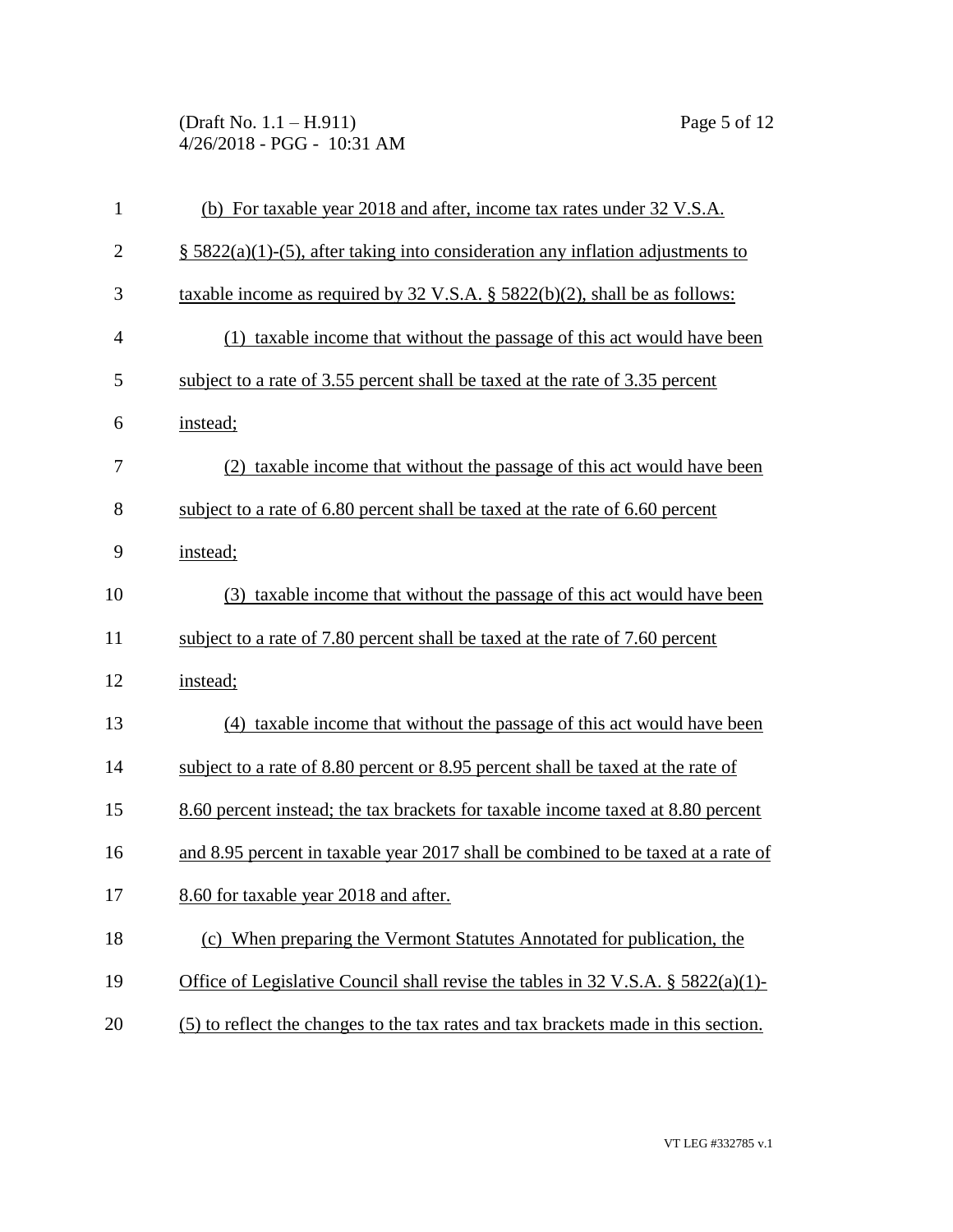(b) For taxable year 2018 and after, income tax rates under 32 V.S.A. § 5822(a)(1)-(5), after taking into consideration any inflation adjustments to taxable income as required by 32 V.S.A. § 5822(b)(2), shall be as follows:

(1) taxable income that without the passage of this act would have been subject to a rate of 3.55 percent shall be taxed at the rate of 3.35 percent instead;

(2) taxable income that without the passage of this act would have been subject to a rate of 6.80 percent shall be taxed at the rate of 6.60 percent instead;

(3) taxable income that without the passage of this act would have been subject to a rate of 7.80 percent shall be taxed at the rate of 7.60 percent instead;

(4) taxable income that without the passage of this act would have been subject to a rate of 8.80 percent or 8.95 percent shall be taxed at the rate of 8.60 percent instead; the tax brackets for taxable income taxed at 8.80 percent and 8.95 percent in taxable year 2017 shall be combined to be taxed at a rate of 8.60 for taxable year 2018 and after.

(c) When preparing the Vermont Statutes Annotated for publication, the Office of Legislative Council shall revise the tables in 32 V.S.A. § 5822(a)(1)-(5) to reflect the changes to the tax rates and tax brackets made in this section.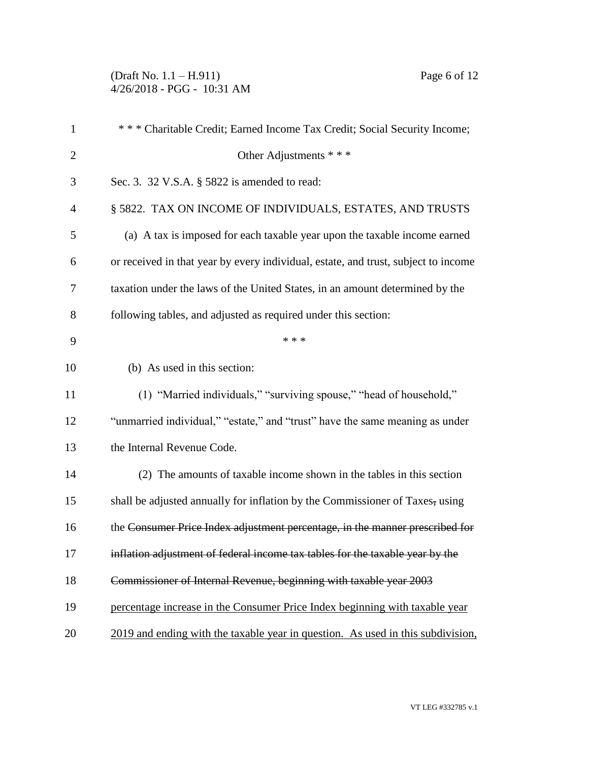\* \* \* Charitable Credit; Earned Income Tax Credit; Social Security Income; Other Adjustments \* \* \*

Sec. 3. 32 V.S.A. § 5822 is amended to read:

§ 5822. TAX ON INCOME OF INDIVIDUALS, ESTATES, AND TRUSTS

(a) A tax is imposed for each taxable year upon the taxable income earned or received in that year by every individual, estate, and trust, subject to income taxation under the laws of the United States, in an amount determined by the following tables, and adjusted as required under this section:

\* \* \*

(b) As used in this section:

(1) "Married individuals," "surviving spouse," "head of household," "unmarried individual," "estate," and "trust" have the same meaning as under the Internal Revenue Code.

(2) The amounts of taxable income shown in the tables in this section shall be adjusted annually for inflation by the Commissioner of Taxes~~,~~ using the ~~Consumer Price Index adjustment percentage, in the manner prescribed for inflation adjustment of federal income tax tables for the taxable year by the Commissioner of Internal Revenue, beginning with taxable year 2003~~ <u>percentage increase in the Consumer Price Index beginning with taxable year 2019 and ending with the taxable year in question. As used in this subdivision,</u>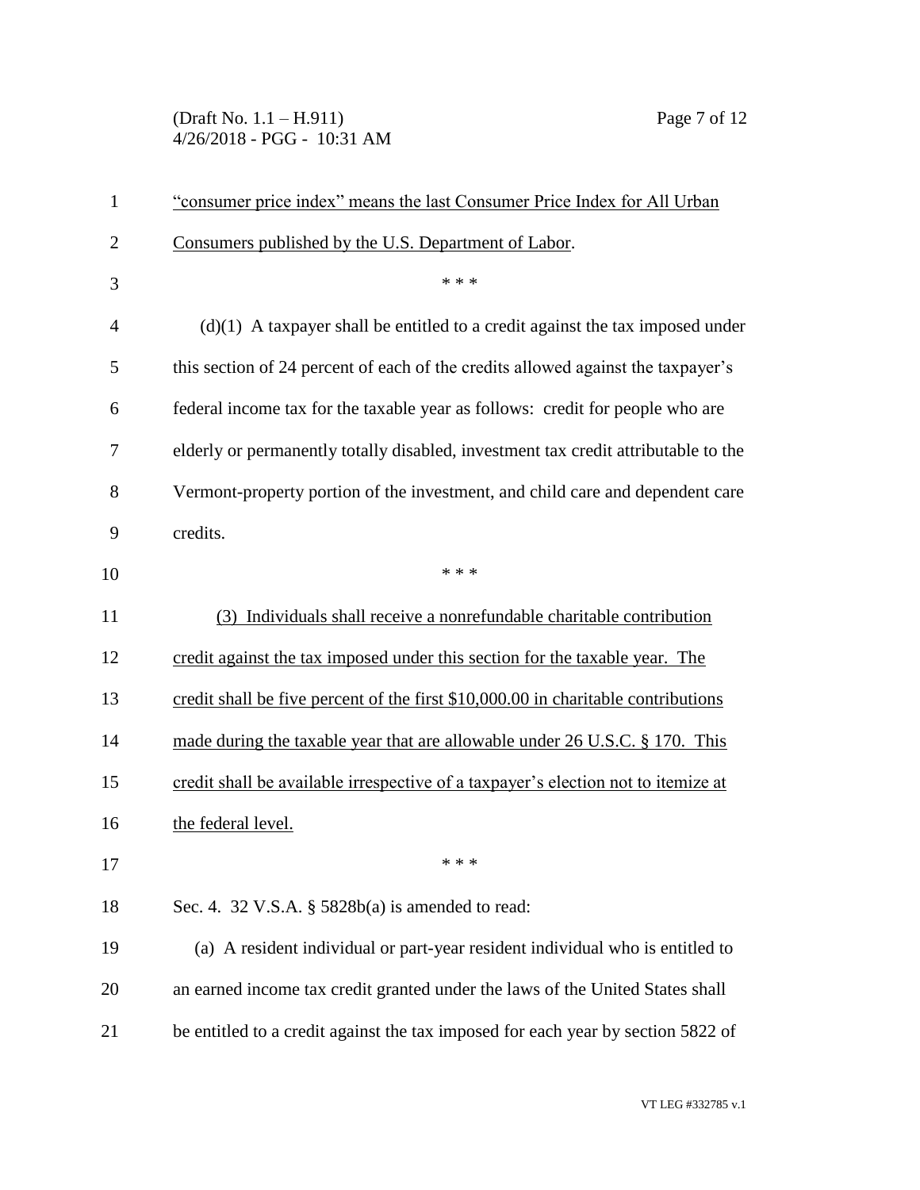"consumer price index" means the last Consumer Price Index for All Urban Consumers published by the U.S. Department of Labor.

\* \* \*

(d)(1) A taxpayer shall be entitled to a credit against the tax imposed under this section of 24 percent of each of the credits allowed against the taxpayer's federal income tax for the taxable year as follows: credit for people who are elderly or permanently totally disabled, investment tax credit attributable to the Vermont-property portion of the investment, and child care and dependent care credits.

\* \* \*

(3) Individuals shall receive a nonrefundable charitable contribution credit against the tax imposed under this section for the taxable year. The credit shall be five percent of the first $10,000.00 in charitable contributions made during the taxable year that are allowable under 26 U.S.C. § 170. This credit shall be available irrespective of a taxpayer's election not to itemize at the federal level.

\* \* \*

Sec. 4. 32 V.S.A. § 5828b(a) is amended to read:

(a) A resident individual or part-year resident individual who is entitled to an earned income tax credit granted under the laws of the United States shall be entitled to a credit against the tax imposed for each year by section 5822 of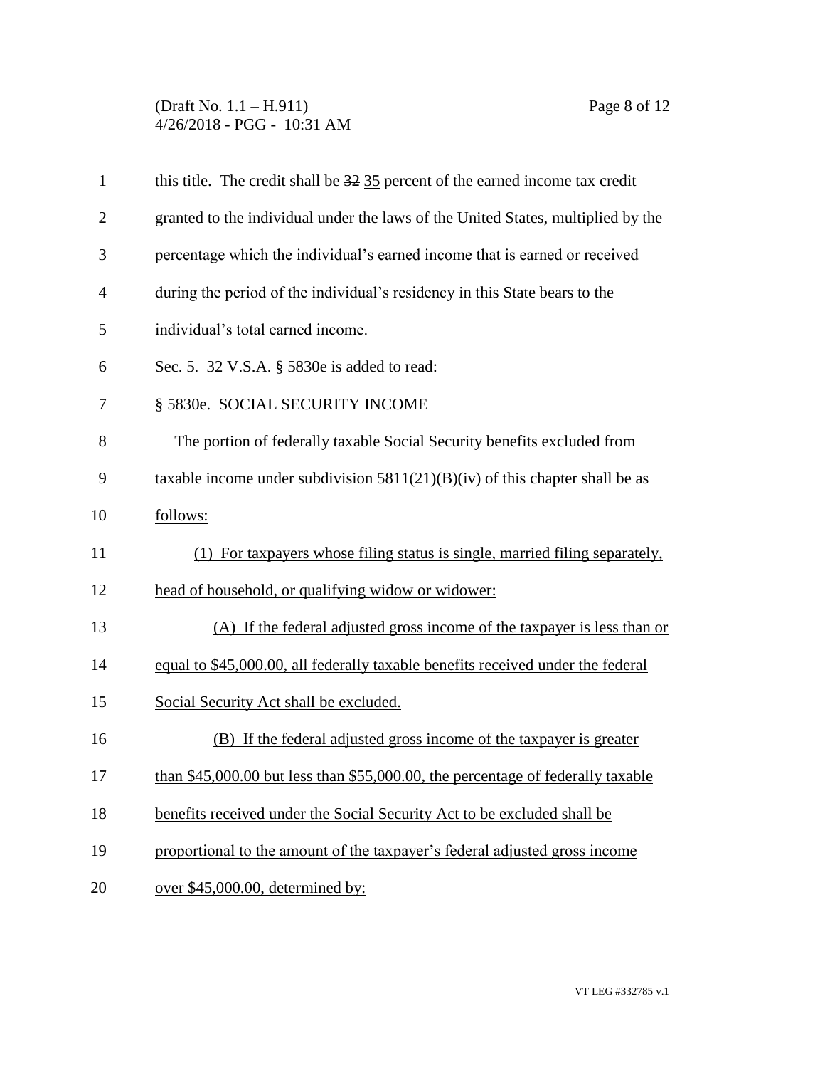this title. The credit shall be ~~32~~ 35 percent of the earned income tax credit granted to the individual under the laws of the United States, multiplied by the percentage which the individual's earned income that is earned or received during the period of the individual's residency in this State bears to the individual's total earned income.

Sec. 5. 32 V.S.A. § 5830e is added to read:

§ 5830e. SOCIAL SECURITY INCOME

The portion of federally taxable Social Security benefits excluded from taxable income under subdivision 5811(21)(B)(iv) of this chapter shall be as follows:

(1) For taxpayers whose filing status is single, married filing separately, head of household, or qualifying widow or widower:

(A) If the federal adjusted gross income of the taxpayer is less than or equal to $45,000.00, all federally taxable benefits received under the federal Social Security Act shall be excluded.

(B) If the federal adjusted gross income of the taxpayer is greater than $45,000.00 but less than $55,000.00, the percentage of federally taxable benefits received under the Social Security Act to be excluded shall be proportional to the amount of the taxpayer's federal adjusted gross income over $45,000.00, determined by: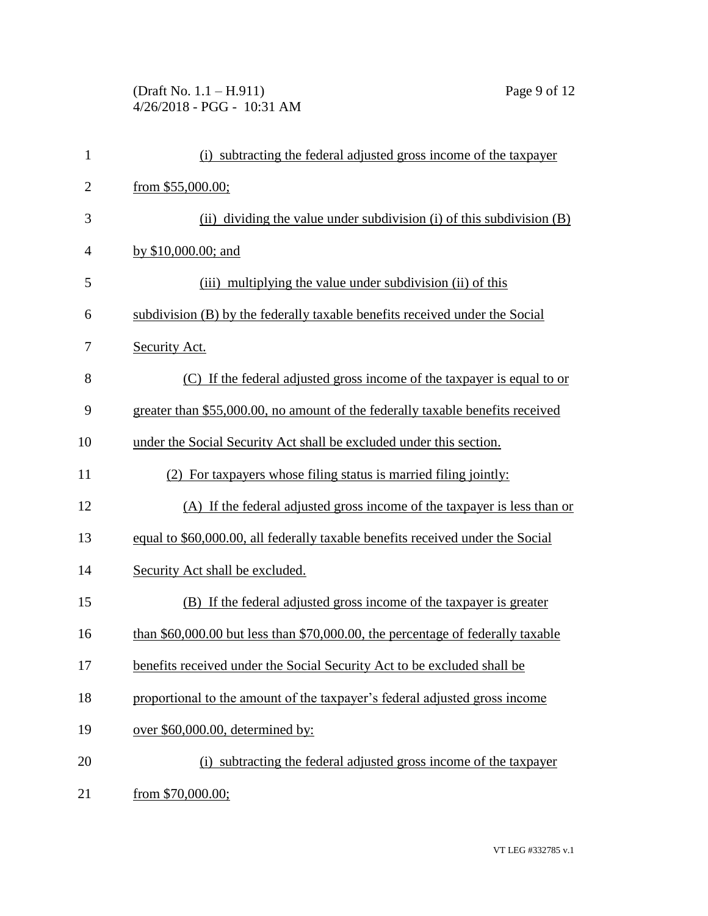(i) subtracting the federal adjusted gross income of the taxpayer from $55,000.00;

(ii) dividing the value under subdivision (i) of this subdivision (B) by $10,000.00; and

(iii) multiplying the value under subdivision (ii) of this subdivision (B) by the federally taxable benefits received under the Social Security Act.

(C) If the federal adjusted gross income of the taxpayer is equal to or greater than $55,000.00, no amount of the federally taxable benefits received under the Social Security Act shall be excluded under this section.

(2) For taxpayers whose filing status is married filing jointly:

(A) If the federal adjusted gross income of the taxpayer is less than or equal to $60,000.00, all federally taxable benefits received under the Social Security Act shall be excluded.

(B) If the federal adjusted gross income of the taxpayer is greater than $60,000.00 but less than $70,000.00, the percentage of federally taxable benefits received under the Social Security Act to be excluded shall be proportional to the amount of the taxpayer's federal adjusted gross income over $60,000.00, determined by:

(i) subtracting the federal adjusted gross income of the taxpayer from $70,000.00;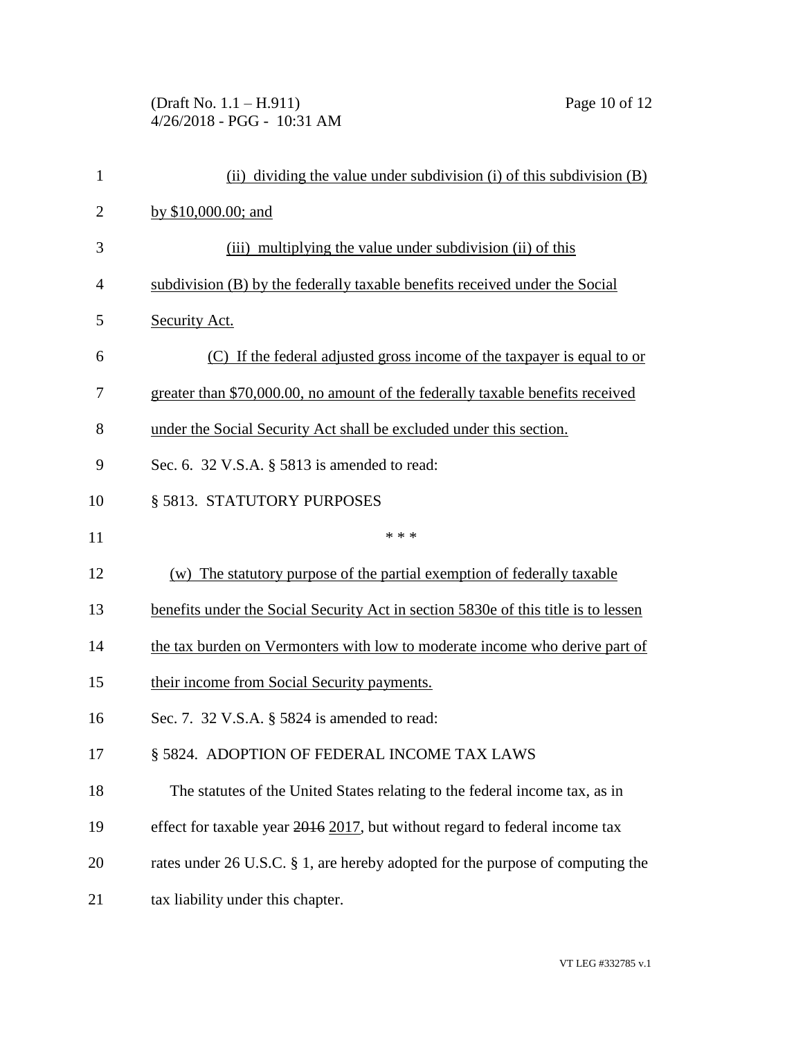(ii) dividing the value under subdivision (i) of this subdivision (B) by $10,000.00; and

(iii) multiplying the value under subdivision (ii) of this subdivision (B) by the federally taxable benefits received under the Social Security Act.

(C) If the federal adjusted gross income of the taxpayer is equal to or greater than $70,000.00, no amount of the federally taxable benefits received under the Social Security Act shall be excluded under this section.

Sec. 6. 32 V.S.A. § 5813 is amended to read:

§ 5813. STATUTORY PURPOSES

\* \* \*

(w) The statutory purpose of the partial exemption of federally taxable benefits under the Social Security Act in section 5830e of this title is to lessen the tax burden on Vermonters with low to moderate income who derive part of their income from Social Security payments.

Sec. 7. 32 V.S.A. § 5824 is amended to read:

§ 5824. ADOPTION OF FEDERAL INCOME TAX LAWS

The statutes of the United States relating to the federal income tax, as in effect for taxable year ~~2016~~ 2017, but without regard to federal income tax rates under 26 U.S.C. § 1, are hereby adopted for the purpose of computing the tax liability under this chapter.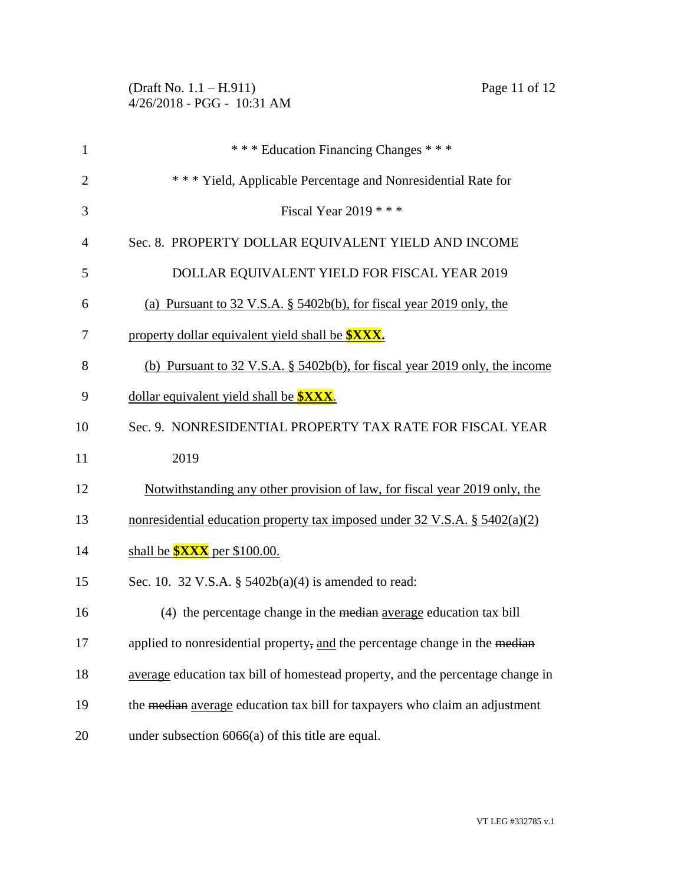\* \* \* Education Financing Changes \* \* \*

\* \* \* Yield, Applicable Percentage and Nonresidential Rate for Fiscal Year 2019 \* \* \*

Sec. 8. PROPERTY DOLLAR EQUIVALENT YIELD AND INCOME DOLLAR EQUIVALENT YIELD FOR FISCAL YEAR 2019

<u>(a) Pursuant to 32 V.S.A. § 5402b(b), for fiscal year 2019 only, the property dollar equivalent yield shall be **$XXX**.</u>

<u>(b) Pursuant to 32 V.S.A. § 5402b(b), for fiscal year 2019 only, the income dollar equivalent yield shall be **$XXX**.</u>

Sec. 9. NONRESIDENTIAL PROPERTY TAX RATE FOR FISCAL YEAR 2019

<u>Notwithstanding any other provision of law, for fiscal year 2019 only, the nonresidential education property tax imposed under 32 V.S.A. § 5402(a)(2) shall be **$XXX** per $100.00.</u>

Sec. 10. 32 V.S.A. § 5402b(a)(4) is amended to read:

(4) the percentage change in the ~~median~~ <u>average</u> education tax bill applied to nonresidential property~~,~~ <u>and</u> the percentage change in the ~~median~~ <u>average</u> education tax bill of homestead property, and the percentage change in the ~~median~~ <u>average</u> education tax bill for taxpayers who claim an adjustment under subsection 6066(a) of this title are equal.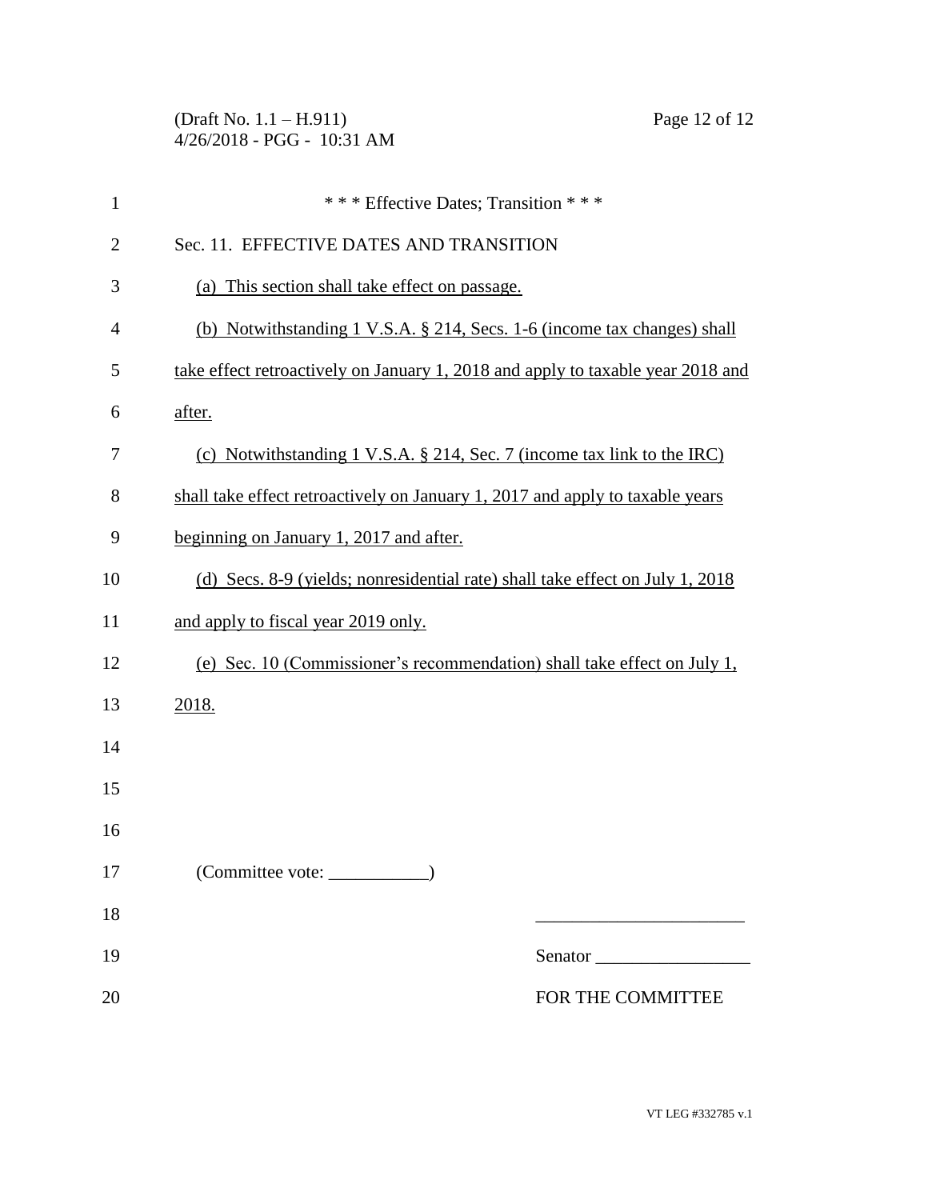\* \* \* Effective Dates; Transition \* \* \*

Sec. 11. EFFECTIVE DATES AND TRANSITION

(a) This section shall take effect on passage.

(b) Notwithstanding 1 V.S.A. § 214, Secs. 1-6 (income tax changes) shall take effect retroactively on January 1, 2018 and apply to taxable year 2018 and after.

(c) Notwithstanding 1 V.S.A. § 214, Sec. 7 (income tax link to the IRC) shall take effect retroactively on January 1, 2017 and apply to taxable years beginning on January 1, 2017 and after.

(d) Secs. 8-9 (yields; nonresidential rate) shall take effect on July 1, 2018 and apply to fiscal year 2019 only.

(e) Sec. 10 (Commissioner's recommendation) shall take effect on July 1, 2018.

(Committee vote: ___________)

_______________________

Senator _________________

FOR THE COMMITTEE